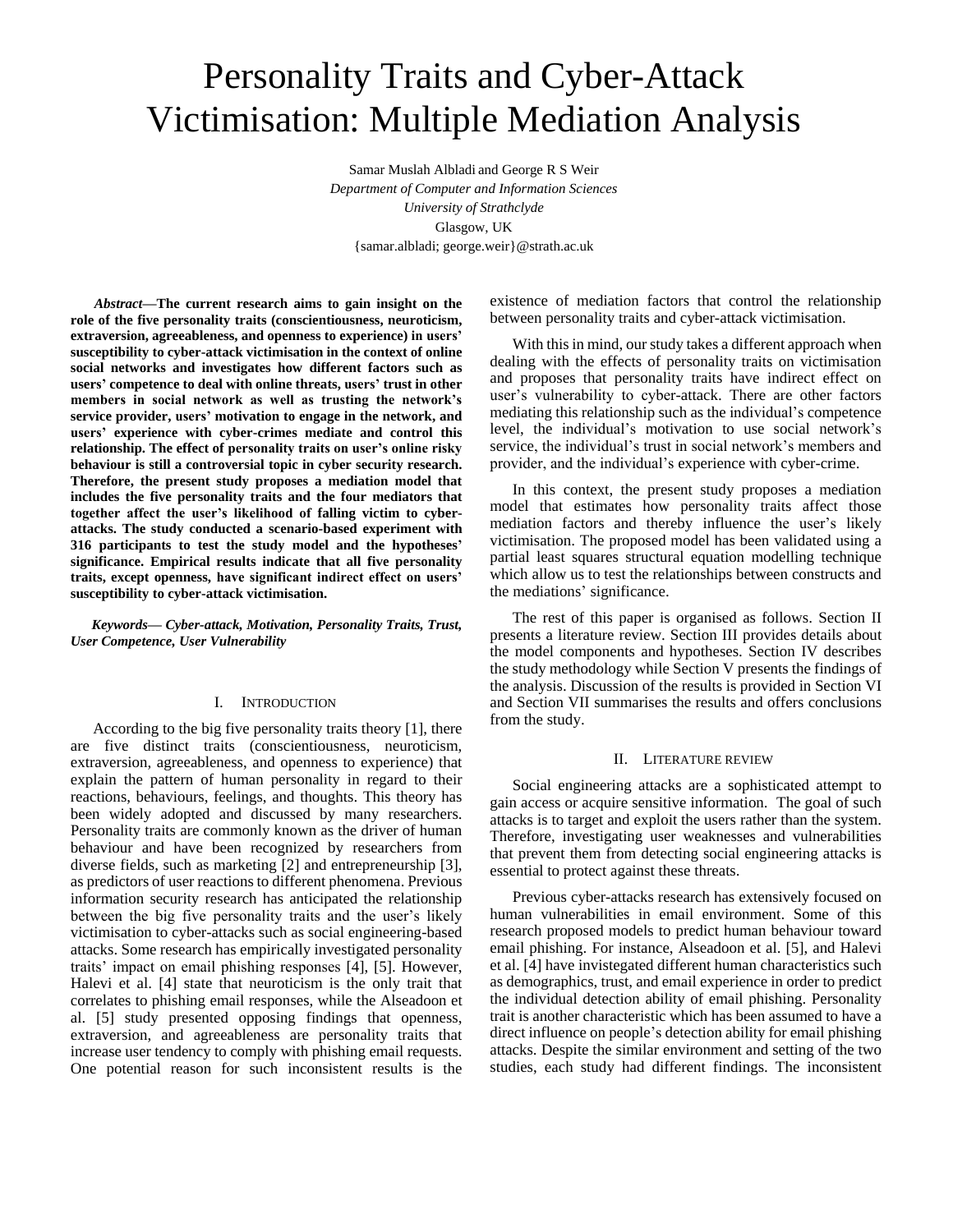# Personality Traits and Cyber-Attack Victimisation: Multiple Mediation Analysis

Samar Muslah Albladi and George R S Weir
*Department of Computer and Information Sciences*
*University of Strathclyde*
Glasgow, UK
{samar.albladi; george.weir}@strath.ac.uk

***Abstract*—The current research aims to gain insight on the role of the five personality traits (conscientiousness, neuroticism, extraversion, agreeableness, and openness to experience) in users' susceptibility to cyber-attack victimisation in the context of online social networks and investigates how different factors such as users' competence to deal with online threats, users' trust in other members in social network as well as trusting the network's service provider, users' motivation to engage in the network, and users' experience with cyber-crimes mediate and control this relationship. The effect of personality traits on user's online risky behaviour is still a controversial topic in cyber security research. Therefore, the present study proposes a mediation model that includes the five personality traits and the four mediators that together affect the user's likelihood of falling victim to cyber-attacks. The study conducted a scenario-based experiment with 316 participants to test the study model and the hypotheses' significance. Empirical results indicate that all five personality traits, except openness, have significant indirect effect on users' susceptibility to cyber-attack victimisation.**

***Keywords— Cyber-attack, Motivation, Personality Traits, Trust, User Competence, User Vulnerability***

## I. Introduction

According to the big five personality traits theory [1], there are five distinct traits (conscientiousness, neuroticism, extraversion, agreeableness, and openness to experience) that explain the pattern of human personality in regard to their reactions, behaviours, feelings, and thoughts. This theory has been widely adopted and discussed by many researchers. Personality traits are commonly known as the driver of human behaviour and have been recognized by researchers from diverse fields, such as marketing [2] and entrepreneurship [3], as predictors of user reactions to different phenomena. Previous information security research has anticipated the relationship between the big five personality traits and the user's likely victimisation to cyber-attacks such as social engineering-based attacks. Some research has empirically investigated personality traits' impact on email phishing responses [4], [5]. However, Halevi et al. [4] state that neuroticism is the only trait that correlates to phishing email responses, while the Alseadoon et al. [5] study presented opposing findings that openness, extraversion, and agreeableness are personality traits that increase user tendency to comply with phishing email requests. One potential reason for such inconsistent results is the existence of mediation factors that control the relationship between personality traits and cyber-attack victimisation.

With this in mind, our study takes a different approach when dealing with the effects of personality traits on victimisation and proposes that personality traits have indirect effect on user's vulnerability to cyber-attack. There are other factors mediating this relationship such as the individual's competence level, the individual's motivation to use social network's service, the individual's trust in social network's members and provider, and the individual's experience with cyber-crime.

In this context, the present study proposes a mediation model that estimates how personality traits affect those mediation factors and thereby influence the user's likely victimisation. The proposed model has been validated using a partial least squares structural equation modelling technique which allow us to test the relationships between constructs and the mediations' significance.

The rest of this paper is organised as follows. Section II presents a literature review. Section III provides details about the model components and hypotheses. Section IV describes the study methodology while Section V presents the findings of the analysis. Discussion of the results is provided in Section VI and Section VII summarises the results and offers conclusions from the study.

## II. Literature review

Social engineering attacks are a sophisticated attempt to gain access or acquire sensitive information. The goal of such attacks is to target and exploit the users rather than the system. Therefore, investigating user weaknesses and vulnerabilities that prevent them from detecting social engineering attacks is essential to protect against these threats.

Previous cyber-attacks research has extensively focused on human vulnerabilities in email environment. Some of this research proposed models to predict human behaviour toward email phishing. For instance, Alseadoon et al. [5], and Halevi et al. [4] have invistegated different human characteristics such as demographics, trust, and email experience in order to predict the individual detection ability of email phishing. Personality trait is another characteristic which has been assumed to have a direct influence on people's detection ability for email phishing attacks. Despite the similar environment and setting of the two studies, each study had different findings. The inconsistent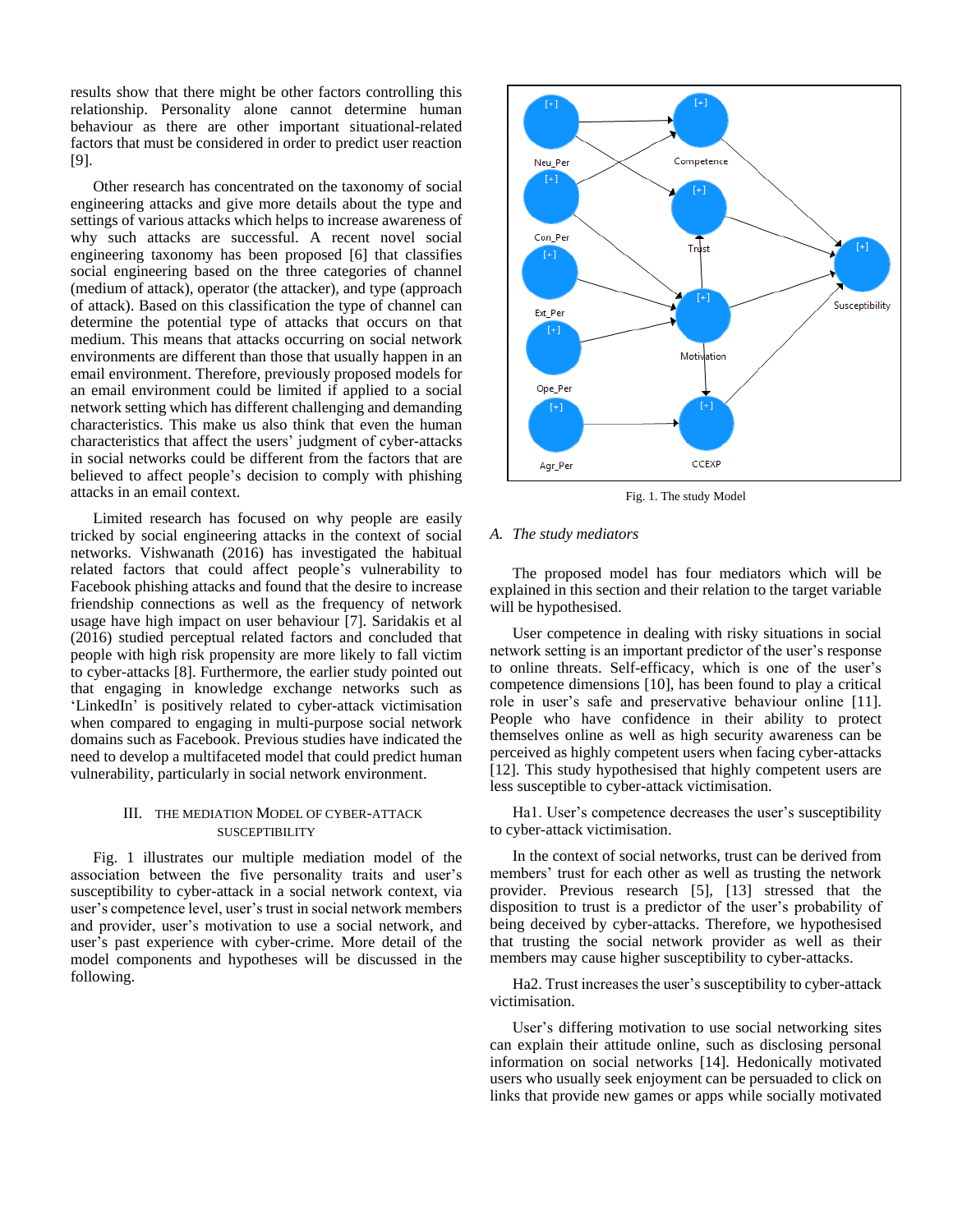results show that there might be other factors controlling this relationship. Personality alone cannot determine human behaviour as there are other important situational-related factors that must be considered in order to predict user reaction [9].

Other research has concentrated on the taxonomy of social engineering attacks and give more details about the type and settings of various attacks which helps to increase awareness of why such attacks are successful. A recent novel social engineering taxonomy has been proposed [6] that classifies social engineering based on the three categories of channel (medium of attack), operator (the attacker), and type (approach of attack). Based on this classification the type of channel can determine the potential type of attacks that occurs on that medium. This means that attacks occurring on social network environments are different than those that usually happen in an email environment. Therefore, previously proposed models for an email environment could be limited if applied to a social network setting which has different challenging and demanding characteristics. This make us also think that even the human characteristics that affect the users' judgment of cyber-attacks in social networks could be different from the factors that are believed to affect people's decision to comply with phishing attacks in an email context.

Limited research has focused on why people are easily tricked by social engineering attacks in the context of social networks. Vishwanath (2016) has investigated the habitual related factors that could affect people's vulnerability to Facebook phishing attacks and found that the desire to increase friendship connections as well as the frequency of network usage have high impact on user behaviour [7]. Saridakis et al (2016) studied perceptual related factors and concluded that people with high risk propensity are more likely to fall victim to cyber-attacks [8]. Furthermore, the earlier study pointed out that engaging in knowledge exchange networks such as 'LinkedIn' is positively related to cyber-attack victimisation when compared to engaging in multi-purpose social network domains such as Facebook. Previous studies have indicated the need to develop a multifaceted model that could predict human vulnerability, particularly in social network environment.

## III. THE MEDIATION MODEL OF CYBER-ATTACK SUSCEPTIBILITY

Fig. 1 illustrates our multiple mediation model of the association between the five personality traits and user's susceptibility to cyber-attack in a social network context, via user's competence level, user's trust in social network members and provider, user's motivation to use a social network, and user's past experience with cyber-crime. More detail of the model components and hypotheses will be discussed in the following.

Fig. 1. The study Model

### A. The study mediators

The proposed model has four mediators which will be explained in this section and their relation to the target variable will be hypothesised.

User competence in dealing with risky situations in social network setting is an important predictor of the user's response to online threats. Self-efficacy, which is one of the user's competence dimensions [10], has been found to play a critical role in user's safe and preservative behaviour online [11]. People who have confidence in their ability to protect themselves online as well as high security awareness can be perceived as highly competent users when facing cyber-attacks [12]. This study hypothesised that highly competent users are less susceptible to cyber-attack victimisation.

Ha1. User's competence decreases the user's susceptibility to cyber-attack victimisation.

In the context of social networks, trust can be derived from members' trust for each other as well as trusting the network provider. Previous research [5], [13] stressed that the disposition to trust is a predictor of the user's probability of being deceived by cyber-attacks. Therefore, we hypothesised that trusting the social network provider as well as their members may cause higher susceptibility to cyber-attacks.

Ha2. Trust increases the user's susceptibility to cyber-attack victimisation.

User's differing motivation to use social networking sites can explain their attitude online, such as disclosing personal information on social networks [14]. Hedonically motivated users who usually seek enjoyment can be persuaded to click on links that provide new games or apps while socially motivated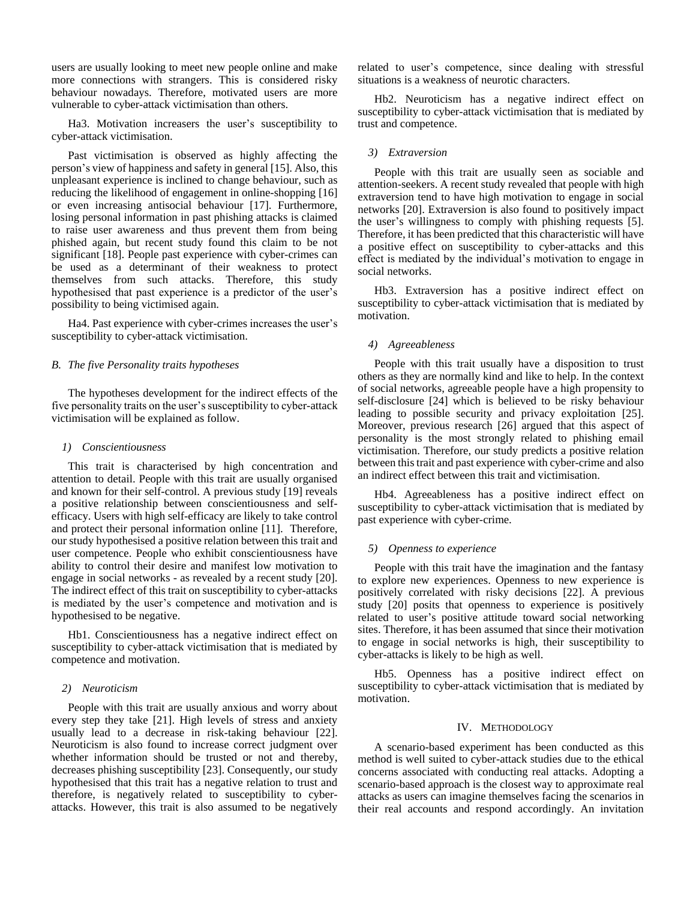users are usually looking to meet new people online and make more connections with strangers. This is considered risky behaviour nowadays. Therefore, motivated users are more vulnerable to cyber-attack victimisation than others.

Ha3. Motivation increasers the user's susceptibility to cyber-attack victimisation.

Past victimisation is observed as highly affecting the person's view of happiness and safety in general [15]. Also, this unpleasant experience is inclined to change behaviour, such as reducing the likelihood of engagement in online-shopping [16] or even increasing antisocial behaviour [17]. Furthermore, losing personal information in past phishing attacks is claimed to raise user awareness and thus prevent them from being phished again, but recent study found this claim to be not significant [18]. People past experience with cyber-crimes can be used as a determinant of their weakness to protect themselves from such attacks. Therefore, this study hypothesised that past experience is a predictor of the user's possibility to being victimised again.

Ha4. Past experience with cyber-crimes increases the user's susceptibility to cyber-attack victimisation.

### B. The five Personality traits hypotheses

The hypotheses development for the indirect effects of the five personality traits on the user's susceptibility to cyber-attack victimisation will be explained as follow.

#### 1) Conscientiousness

This trait is characterised by high concentration and attention to detail. People with this trait are usually organised and known for their self-control. A previous study [19] reveals a positive relationship between conscientiousness and self-efficacy. Users with high self-efficacy are likely to take control and protect their personal information online [11]. Therefore, our study hypothesised a positive relation between this trait and user competence. People who exhibit conscientiousness have ability to control their desire and manifest low motivation to engage in social networks - as revealed by a recent study [20]. The indirect effect of this trait on susceptibility to cyber-attacks is mediated by the user's competence and motivation and is hypothesised to be negative.

Hb1. Conscientiousness has a negative indirect effect on susceptibility to cyber-attack victimisation that is mediated by competence and motivation.

#### 2) Neuroticism

People with this trait are usually anxious and worry about every step they take [21]. High levels of stress and anxiety usually lead to a decrease in risk-taking behaviour [22]. Neuroticism is also found to increase correct judgment over whether information should be trusted or not and thereby, decreases phishing susceptibility [23]. Consequently, our study hypothesised that this trait has a negative relation to trust and therefore, is negatively related to susceptibility to cyber-attacks. However, this trait is also assumed to be negatively related to user's competence, since dealing with stressful situations is a weakness of neurotic characters.

Hb2. Neuroticism has a negative indirect effect on susceptibility to cyber-attack victimisation that is mediated by trust and competence.

#### 3) Extraversion

People with this trait are usually seen as sociable and attention-seekers. A recent study revealed that people with high extraversion tend to have high motivation to engage in social networks [20]. Extraversion is also found to positively impact the user's willingness to comply with phishing requests [5]. Therefore, it has been predicted that this characteristic will have a positive effect on susceptibility to cyber-attacks and this effect is mediated by the individual's motivation to engage in social networks.

Hb3. Extraversion has a positive indirect effect on susceptibility to cyber-attack victimisation that is mediated by motivation.

#### 4) Agreeableness

People with this trait usually have a disposition to trust others as they are normally kind and like to help. In the context of social networks, agreeable people have a high propensity to self-disclosure [24] which is believed to be risky behaviour leading to possible security and privacy exploitation [25]. Moreover, previous research [26] argued that this aspect of personality is the most strongly related to phishing email victimisation. Therefore, our study predicts a positive relation between this trait and past experience with cyber-crime and also an indirect effect between this trait and victimisation.

Hb4. Agreeableness has a positive indirect effect on susceptibility to cyber-attack victimisation that is mediated by past experience with cyber-crime.

#### 5) Openness to experience

People with this trait have the imagination and the fantasy to explore new experiences. Openness to new experience is positively correlated with risky decisions [22]. A previous study [20] posits that openness to experience is positively related to user's positive attitude toward social networking sites. Therefore, it has been assumed that since their motivation to engage in social networks is high, their susceptibility to cyber-attacks is likely to be high as well.

Hb5. Openness has a positive indirect effect on susceptibility to cyber-attack victimisation that is mediated by motivation.

## IV. Methodology

A scenario-based experiment has been conducted as this method is well suited to cyber-attack studies due to the ethical concerns associated with conducting real attacks. Adopting a scenario-based approach is the closest way to approximate real attacks as users can imagine themselves facing the scenarios in their real accounts and respond accordingly. An invitation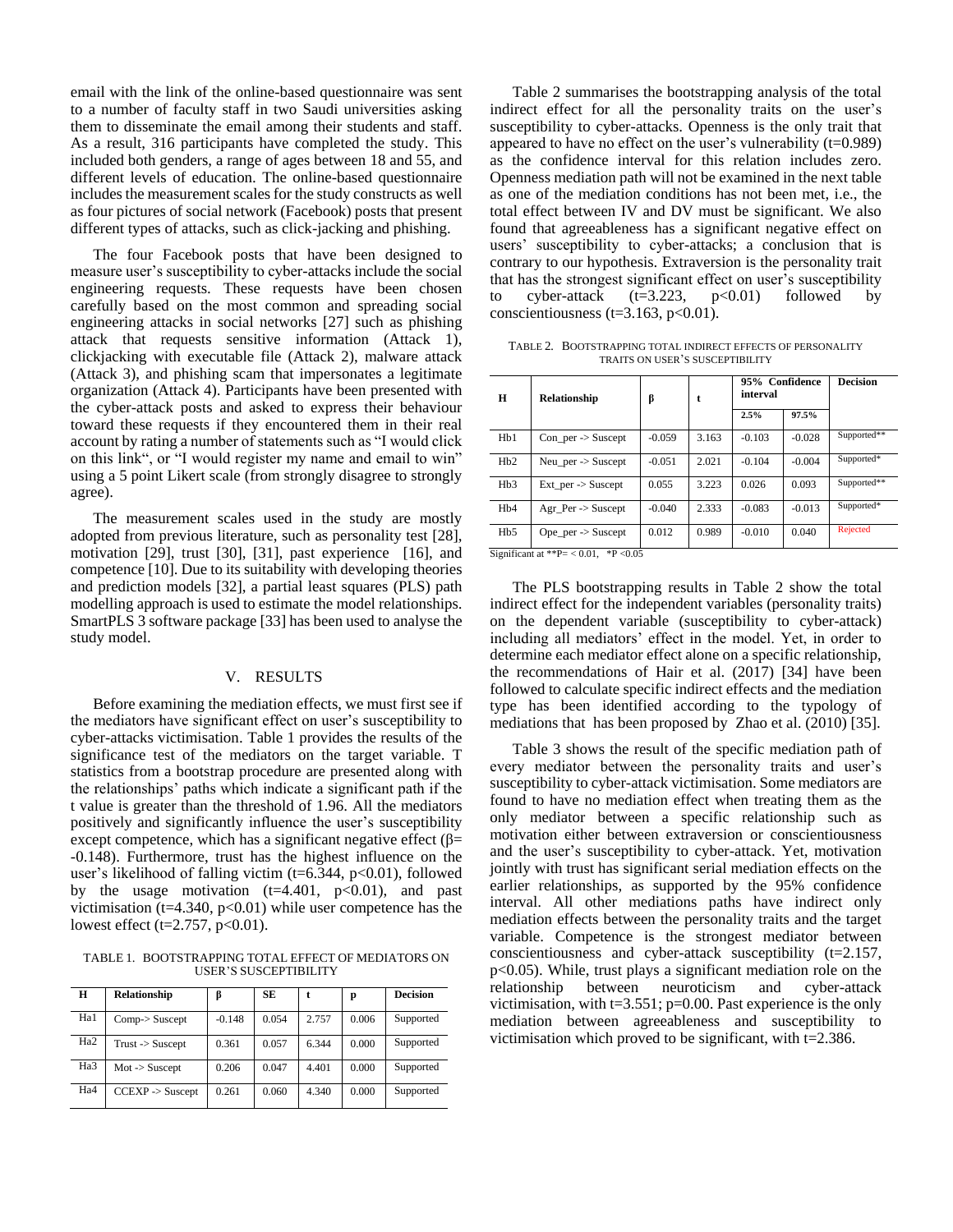email with the link of the online-based questionnaire was sent to a number of faculty staff in two Saudi universities asking them to disseminate the email among their students and staff. As a result, 316 participants have completed the study. This included both genders, a range of ages between 18 and 55, and different levels of education. The online-based questionnaire includes the measurement scales for the study constructs as well as four pictures of social network (Facebook) posts that present different types of attacks, such as click-jacking and phishing.

The four Facebook posts that have been designed to measure user's susceptibility to cyber-attacks include the social engineering requests. These requests have been chosen carefully based on the most common and spreading social engineering attacks in social networks [27] such as phishing attack that requests sensitive information (Attack 1), clickjacking with executable file (Attack 2), malware attack (Attack 3), and phishing scam that impersonates a legitimate organization (Attack 4). Participants have been presented with the cyber-attack posts and asked to express their behaviour toward these requests if they encountered them in their real account by rating a number of statements such as "I would click on this link", or "I would register my name and email to win" using a 5 point Likert scale (from strongly disagree to strongly agree).

The measurement scales used in the study are mostly adopted from previous literature, such as personality test [28], motivation [29], trust [30], [31], past experience [16], and competence [10]. Due to its suitability with developing theories and prediction models [32], a partial least squares (PLS) path modelling approach is used to estimate the model relationships. SmartPLS 3 software package [33] has been used to analyse the study model.

# V. RESULTS

Before examining the mediation effects, we must first see if the mediators have significant effect on user's susceptibility to cyber-attacks victimisation. Table 1 provides the results of the significance test of the mediators on the target variable. T statistics from a bootstrap procedure are presented along with the relationships' paths which indicate a significant path if the t value is greater than the threshold of 1.96. All the mediators positively and significantly influence the user's susceptibility except competence, which has a significant negative effect ($\beta$= -0.148). Furthermore, trust has the highest influence on the user's likelihood of falling victim ($t$=6.344, $p$<0.01), followed by the usage motivation ($t$=4.401, $p$<0.01), and past victimisation ($t$=4.340, $p$<0.01) while user competence has the lowest effect ($t$=2.757, $p$<0.01).

TABLE 1. BOOTSTRAPPING TOTAL EFFECT OF MEDIATORS ON USER'S SUSCEPTIBILITY

| H | Relationship | β | SE | t | p | Decision |
|---|---|---|---|---|---|---|
| Ha1 | Comp-> Suscept | -0.148 | 0.054 | 2.757 | 0.006 | Supported |
| Ha2 | Trust -> Suscept | 0.361 | 0.057 | 6.344 | 0.000 | Supported |
| Ha3 | Mot -> Suscept | 0.206 | 0.047 | 4.401 | 0.000 | Supported |
| Ha4 | CCEXP -> Suscept | 0.261 | 0.060 | 4.340 | 0.000 | Supported |

Table 2 summarises the bootstrapping analysis of the total indirect effect for all the personality traits on the user's susceptibility to cyber-attacks. Openness is the only trait that appeared to have no effect on the user's vulnerability ($t$=0.989) as the confidence interval for this relation includes zero. Openness mediation path will not be examined in the next table as one of the mediation conditions has not been met, i.e., the total effect between IV and DV must be significant. We also found that agreeableness has a significant negative effect on users' susceptibility to cyber-attacks; a conclusion that is contrary to our hypothesis. Extraversion is the personality trait that has the strongest significant effect on user's susceptibility to cyber-attack ($t$=3.223, $p$<0.01) followed by conscientiousness ($t$=3.163, $p$<0.01).

TABLE 2. BOOTSTRAPPING TOTAL INDIRECT EFFECTS OF PERSONALITY TRAITS ON USER'S SUSCEPTIBILITY

| H | Relationship | β | t | 95% Confidence interval | | Decision |
|---|---|---|---|---|---|---|
| | | | | 2.5% | 97.5% | |
| Hb1 | Con_per -> Suscept | -0.059 | 3.163 | -0.103 | -0.028 | Supported** |
| Hb2 | Neu_per -> Suscept | -0.051 | 2.021 | -0.104 | -0.004 | Supported* |
| Hb3 | Ext_per -> Suscept | 0.055 | 3.223 | 0.026 | 0.093 | Supported** |
| Hb4 | Agr_Per -> Suscept | -0.040 | 2.333 | -0.083 | -0.013 | Supported* |
| Hb5 | Ope_per -> Suscept | 0.012 | 0.989 | -0.010 | 0.040 | Rejected |

Significant at **P= < 0.01, *P <0.05

The PLS bootstrapping results in Table 2 show the total indirect effect for the independent variables (personality traits) on the dependent variable (susceptibility to cyber-attack) including all mediators' effect in the model. Yet, in order to determine each mediator effect alone on a specific relationship, the recommendations of Hair et al. (2017) [34] have been followed to calculate specific indirect effects and the mediation type has been identified according to the typology of mediations that has been proposed by Zhao et al. (2010) [35].

Table 3 shows the result of the specific mediation path of every mediator between the personality traits and user's susceptibility to cyber-attack victimisation. Some mediators are found to have no mediation effect when treating them as the only mediator between a specific relationship such as motivation either between extraversion or conscientiousness and the user's susceptibility to cyber-attack. Yet, motivation jointly with trust has significant serial mediation effects on the earlier relationships, as supported by the 95% confidence interval. All other mediations paths have indirect only mediation effects between the personality traits and the target variable. Competence is the strongest mediator between conscientiousness and cyber-attack susceptibility ($t$=2.157, $p$<0.05). While, trust plays a significant mediation role on the relationship between neuroticism and cyber-attack victimisation, with $t$=3.551; $p$=0.00. Past experience is the only mediation between agreeableness and susceptibility to victimisation which proved to be significant, with $t$=2.386.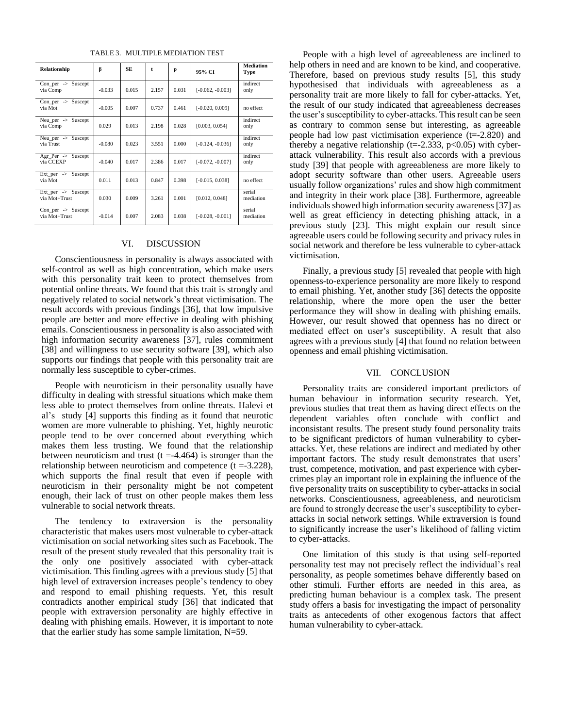TABLE 3. MULTIPLE MEDIATION TEST

| Relationship | β | SE | t | p | 95% CI | Mediation Type |
|---|---|---|---|---|---|---|
| Con_per -> Suscept via Comp | -0.033 | 0.015 | 2.157 | 0.031 | [-0.062, -0.003] | indirect only |
| Con_per -> Suscept via Mot | -0.005 | 0.007 | 0.737 | 0.461 | [-0.020, 0.009] | no effect |
| Neu_per -> Suscept via Comp | 0.029 | 0.013 | 2.198 | 0.028 | [0.003, 0.054] | indirect only |
| Neu_per -> Suscept via Trust | -0.080 | 0.023 | 3.551 | 0.000 | [-0.124, -0.036] | indirect only |
| Agr_Per -> Suscept via CCEXP | -0.040 | 0.017 | 2.386 | 0.017 | [-0.072, -0.007] | indirect only |
| Ext_per -> Suscept via Mot | 0.011 | 0.013 | 0.847 | 0.398 | [-0.015, 0.038] | no effect |
| Ext_per -> Suscept via Mot+Trust | 0.030 | 0.009 | 3.261 | 0.001 | [0.012, 0.048] | serial mediation |
| Con_per -> Suscept via Mot+Trust | -0.014 | 0.007 | 2.083 | 0.038 | [-0.028, -0.001] | serial mediation |

## VI. DISCUSSION

Conscientiousness in personality is always associated with self-control as well as high concentration, which make users with this personality trait keen to protect themselves from potential online threats. We found that this trait is strongly and negatively related to social network's threat victimisation. The result accords with previous findings [36], that low impulsive people are better and more effective in dealing with phishing emails. Conscientiousness in personality is also associated with high information security awareness [37], rules commitment [38] and willingness to use security software [39], which also supports our findings that people with this personality trait are normally less susceptible to cyber-crimes.

People with neuroticism in their personality usually have difficulty in dealing with stressful situations which make them less able to protect themselves from online threats. Halevi et al's study [4] supports this finding as it found that neurotic women are more vulnerable to phishing. Yet, highly neurotic people tend to be over concerned about everything which makes them less trusting. We found that the relationship between neuroticism and trust ($t = -4.464$) is stronger than the relationship between neuroticism and competence ($t = -3.228$), which supports the final result that even if people with neuroticism in their personality might be not competent enough, their lack of trust on other people makes them less vulnerable to social network threats.

The tendency to extraversion is the personality characteristic that makes users most vulnerable to cyber-attack victimisation on social networking sites such as Facebook. The result of the present study revealed that this personality trait is the only one positively associated with cyber-attack victimisation. This finding agrees with a previous study [5] that high level of extraversion increases people's tendency to obey and respond to email phishing requests. Yet, this result contradicts another empirical study [36] that indicated that people with extraversion personality are highly effective in dealing with phishing emails. However, it is important to note that the earlier study has some sample limitation, N=59.

People with a high level of agreeableness are inclined to help others in need and are known to be kind, and cooperative. Therefore, based on previous study results [5], this study hypothesised that individuals with agreeableness as a personality trait are more likely to fall for cyber-attacks. Yet, the result of our study indicated that agreeableness decreases the user's susceptibility to cyber-attacks. This result can be seen as contrary to common sense but interesting, as agreeable people had low past victimisation experience ($t = -2.820$) and thereby a negative relationship ($t = -2.333$, $p < 0.05$) with cyber-attack vulnerability. This result also accords with a previous study [39] that people with agreeableness are more likely to adopt security software than other users. Agreeable users usually follow organizations' rules and show high commitment and integrity in their work place [38]. Furthermore, agreeable individuals showed high information security awareness [37] as well as great efficiency in detecting phishing attack, in a previous study [23]. This might explain our result since agreeable users could be following security and privacy rules in social network and therefore be less vulnerable to cyber-attack victimisation.

Finally, a previous study [5] revealed that people with high openness-to-experience personality are more likely to respond to email phishing. Yet, another study [36] detects the opposite relationship, where the more open the user the better performance they will show in dealing with phishing emails. However, our result showed that openness has no direct or mediated effect on user's susceptibility. A result that also agrees with a previous study [4] that found no relation between openness and email phishing victimisation.

## VII. CONCLUSION

Personality traits are considered important predictors of human behaviour in information security research. Yet, previous studies that treat them as having direct effects on the dependent variables often conclude with conflict and inconsistant results. The present study found personality traits to be significant predictors of human vulnerability to cyber-attacks. Yet, these relations are indirect and mediated by other important factors. The study result demonstrates that users' trust, competence, motivation, and past experience with cyber-crimes play an important role in explaining the influence of the five personality traits on susceptibility to cyber-attacks in social networks. Conscientiousness, agreeableness, and neuroticism are found to strongly decrease the user's susceptibility to cyber-attacks in social network settings. While extraversion is found to significantly increase the user's likelihood of falling victim to cyber-attacks.

One limitation of this study is that using self-reported personality test may not precisely reflect the individual's real personality, as people sometimes behave differently based on other stimuli. Further efforts are needed in this area, as predicting human behaviour is a complex task. The present study offers a basis for investigating the impact of personality traits as antecedents of other exogenous factors that affect human vulnerability to cyber-attack.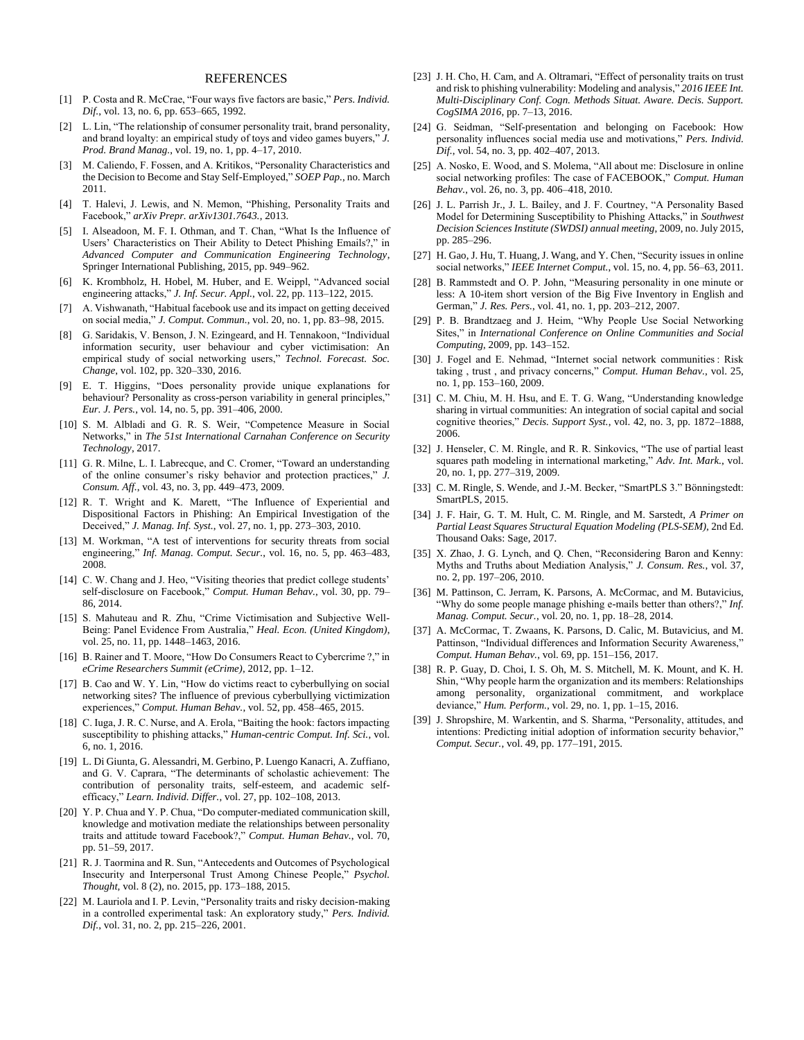## REFERENCES

[1] P. Costa and R. McCrae, "Four ways five factors are basic," *Pers. Individ. Dif.*, vol. 13, no. 6, pp. 653–665, 1992.

[2] L. Lin, "The relationship of consumer personality trait, brand personality, and brand loyalty: an empirical study of toys and video games buyers," *J. Prod. Brand Manag.*, vol. 19, no. 1, pp. 4–17, 2010.

[3] M. Caliendo, F. Fossen, and A. Kritikos, "Personality Characteristics and the Decision to Become and Stay Self-Employed," *SOEP Pap.*, no. March 2011.

[4] T. Halevi, J. Lewis, and N. Memon, "Phishing, Personality Traits and Facebook," *arXiv Prepr. arXiv1301.7643.*, 2013.

[5] I. Alseadoon, M. F. I. Othman, and T. Chan, "What Is the Influence of Users' Characteristics on Their Ability to Detect Phishing Emails?," in *Advanced Computer and Communication Engineering Technology*, Springer International Publishing, 2015, pp. 949–962.

[6] K. Krombholz, H. Hobel, M. Huber, and E. Weippl, "Advanced social engineering attacks," *J. Inf. Secur. Appl.*, vol. 22, pp. 113–122, 2015.

[7] A. Vishwanath, "Habitual facebook use and its impact on getting deceived on social media," *J. Comput. Commun.*, vol. 20, no. 1, pp. 83–98, 2015.

[8] G. Saridakis, V. Benson, J. N. Ezingeard, and H. Tennakoon, "Individual information security, user behaviour and cyber victimisation: An empirical study of social networking users," *Technol. Forecast. Soc. Change*, vol. 102, pp. 320–330, 2016.

[9] E. T. Higgins, "Does personality provide unique explanations for behaviour? Personality as cross-person variability in general principles," *Eur. J. Pers.*, vol. 14, no. 5, pp. 391–406, 2000.

[10] S. M. Albladi and G. R. S. Weir, "Competence Measure in Social Networks," in *The 51st International Carnahan Conference on Security Technology*, 2017.

[11] G. R. Milne, L. I. Labrecque, and C. Cromer, "Toward an understanding of the online consumer's risky behavior and protection practices," *J. Consum. Aff.*, vol. 43, no. 3, pp. 449–473, 2009.

[12] R. T. Wright and K. Marett, "The Influence of Experiential and Dispositional Factors in Phishing: An Empirical Investigation of the Deceived," *J. Manag. Inf. Syst.*, vol. 27, no. 1, pp. 273–303, 2010.

[13] M. Workman, "A test of interventions for security threats from social engineering," *Inf. Manag. Comput. Secur.*, vol. 16, no. 5, pp. 463–483, 2008.

[14] C. W. Chang and J. Heo, "Visiting theories that predict college students' self-disclosure on Facebook," *Comput. Human Behav.*, vol. 30, pp. 79–86, 2014.

[15] S. Mahuteau and R. Zhu, "Crime Victimisation and Subjective Well-Being: Panel Evidence From Australia," *Heal. Econ. (United Kingdom)*, vol. 25, no. 11, pp. 1448–1463, 2016.

[16] B. Rainer and T. Moore, "How Do Consumers React to Cybercrime ?," in *eCrime Researchers Summit (eCrime)*, 2012, pp. 1–12.

[17] B. Cao and W. Y. Lin, "How do victims react to cyberbullying on social networking sites? The influence of previous cyberbullying victimization experiences," *Comput. Human Behav.*, vol. 52, pp. 458–465, 2015.

[18] C. Iuga, J. R. C. Nurse, and A. Erola, "Baiting the hook: factors impacting susceptibility to phishing attacks," *Human-centric Comput. Inf. Sci.*, vol. 6, no. 1, 2016.

[19] L. Di Giunta, G. Alessandri, M. Gerbino, P. Luengo Kanacri, A. Zuffiano, and G. V. Caprara, "The determinants of scholastic achievement: The contribution of personality traits, self-esteem, and academic self-efficacy," *Learn. Individ. Differ.*, vol. 27, pp. 102–108, 2013.

[20] Y. P. Chua and Y. P. Chua, "Do computer-mediated communication skill, knowledge and motivation mediate the relationships between personality traits and attitude toward Facebook?," *Comput. Human Behav.*, vol. 70, pp. 51–59, 2017.

[21] R. J. Taormina and R. Sun, "Antecedents and Outcomes of Psychological Insecurity and Interpersonal Trust Among Chinese People," *Psychol. Thought*, vol. 8 (2), no. 2015, pp. 173–188, 2015.

[22] M. Lauriola and I. P. Levin, "Personality traits and risky decision-making in a controlled experimental task: An exploratory study," *Pers. Individ. Dif.*, vol. 31, no. 2, pp. 215–226, 2001.

[23] J. H. Cho, H. Cam, and A. Oltramari, "Effect of personality traits on trust and risk to phishing vulnerability: Modeling and analysis," *2016 IEEE Int. Multi-Disciplinary Conf. Cogn. Methods Situat. Aware. Decis. Support. CogSIMA 2016*, pp. 7–13, 2016.

[24] G. Seidman, "Self-presentation and belonging on Facebook: How personality influences social media use and motivations," *Pers. Individ. Dif.*, vol. 54, no. 3, pp. 402–407, 2013.

[25] A. Nosko, E. Wood, and S. Molema, "All about me: Disclosure in online social networking profiles: The case of FACEBOOK," *Comput. Human Behav.*, vol. 26, no. 3, pp. 406–418, 2010.

[26] J. L. Parrish Jr., J. L. Bailey, and J. F. Courtney, "A Personality Based Model for Determining Susceptibility to Phishing Attacks," in *Southwest Decision Sciences Institute (SWDSI) annual meeting*, 2009, no. July 2015, pp. 285–296.

[27] H. Gao, J. Hu, T. Huang, J. Wang, and Y. Chen, "Security issues in online social networks," *IEEE Internet Comput.*, vol. 15, no. 4, pp. 56–63, 2011.

[28] B. Rammstedt and O. P. John, "Measuring personality in one minute or less: A 10-item short version of the Big Five Inventory in English and German," *J. Res. Pers.*, vol. 41, no. 1, pp. 203–212, 2007.

[29] P. B. Brandtzaeg and J. Heim, "Why People Use Social Networking Sites," in *International Conference on Online Communities and Social Computing*, 2009, pp. 143–152.

[30] J. Fogel and E. Nehmad, "Internet social network communities : Risk taking , trust , and privacy concerns," *Comput. Human Behav.*, vol. 25, no. 1, pp. 153–160, 2009.

[31] C. M. Chiu, M. H. Hsu, and E. T. G. Wang, "Understanding knowledge sharing in virtual communities: An integration of social capital and social cognitive theories," *Decis. Support Syst.*, vol. 42, no. 3, pp. 1872–1888, 2006.

[32] J. Henseler, C. M. Ringle, and R. R. Sinkovics, "The use of partial least squares path modeling in international marketing," *Adv. Int. Mark.*, vol. 20, no. 1, pp. 277–319, 2009.

[33] C. M. Ringle, S. Wende, and J.-M. Becker, "SmartPLS 3." Bönningstedt: SmartPLS, 2015.

[34] J. F. Hair, G. T. M. Hult, C. M. Ringle, and M. Sarstedt, *A Primer on Partial Least Squares Structural Equation Modeling (PLS-SEM)*, 2nd Ed. Thousand Oaks: Sage, 2017.

[35] X. Zhao, J. G. Lynch, and Q. Chen, "Reconsidering Baron and Kenny: Myths and Truths about Mediation Analysis," *J. Consum. Res.*, vol. 37, no. 2, pp. 197–206, 2010.

[36] M. Pattinson, C. Jerram, K. Parsons, A. McCormac, and M. Butavicius, "Why do some people manage phishing e-mails better than others?," *Inf. Manag. Comput. Secur.*, vol. 20, no. 1, pp. 18–28, 2014.

[37] A. McCormac, T. Zwaans, K. Parsons, D. Calic, M. Butavicius, and M. Pattinson, "Individual differences and Information Security Awareness," *Comput. Human Behav.*, vol. 69, pp. 151–156, 2017.

[38] R. P. Guay, D. Choi, I. S. Oh, M. S. Mitchell, M. K. Mount, and K. H. Shin, "Why people harm the organization and its members: Relationships among personality, organizational commitment, and workplace deviance," *Hum. Perform.*, vol. 29, no. 1, pp. 1–15, 2016.

[39] J. Shropshire, M. Warkentin, and S. Sharma, "Personality, attitudes, and intentions: Predicting initial adoption of information security behavior," *Comput. Secur.*, vol. 49, pp. 177–191, 2015.